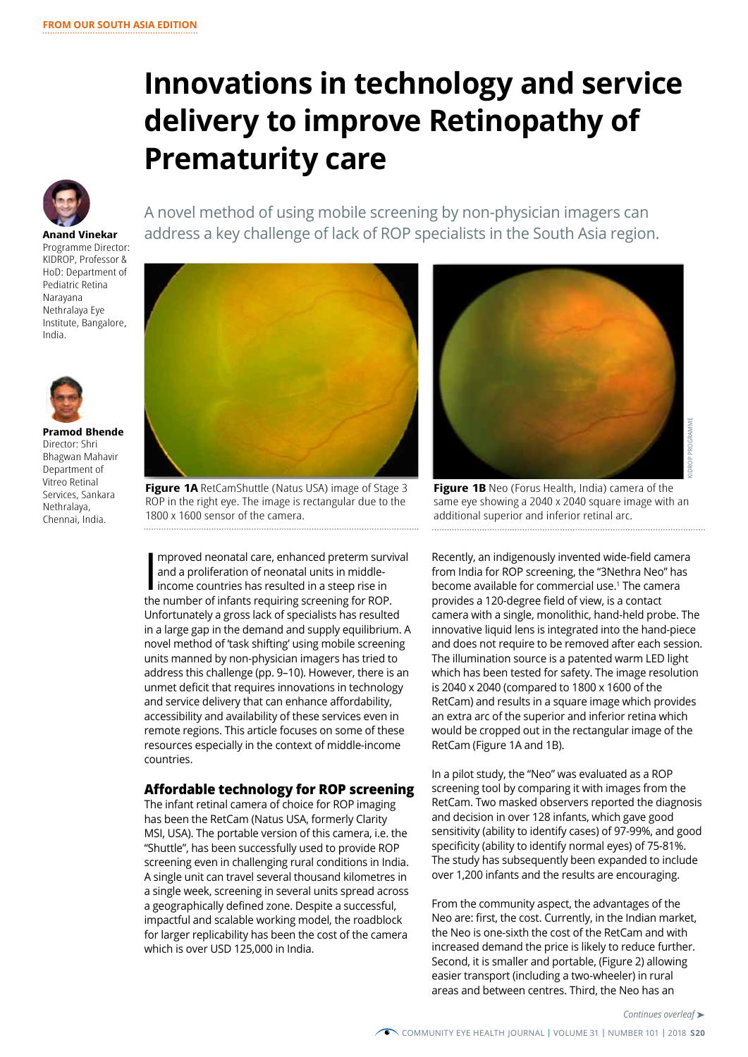FROM OUR SOUTH ASIA EDITION

# Innovations in technology and service delivery to improve Retinopathy of Prematurity care

**Anand Vinekar**
Programme Director: KIDROP, Professor & HoD: Department of Pediatric Retina Narayana Nethralaya Eye Institute, Bangalore, India.

**Pramod Bhende**
Director: Shri Bhagwan Mahavir Department of Vitreo Retinal Services, Sankara Nethralaya, Chennai, India.

A novel method of using mobile screening by non-physician imagers can address a key challenge of lack of ROP specialists in the South Asia region.

**Figure 1A** RetCamShuttle (Natus USA) image of Stage 3 ROP in the right eye. The image is rectangular due to the 1800 x 1600 sensor of the camera.

**Figure 1B** Neo (Forus Health, India) camera of the same eye showing a 2040 x 2040 square image with an additional superior and inferior retinal arc.

KIDROP PROGRAMME

Improved neonatal care, enhanced preterm survival and a proliferation of neonatal units in middle-income countries has resulted in a steep rise in the number of infants requiring screening for ROP. Unfortunately a gross lack of specialists has resulted in a large gap in the demand and supply equilibrium. A novel method of 'task shifting' using mobile screening units manned by non-physician imagers has tried to address this challenge (pp. 9–10). However, there is an unmet deficit that requires innovations in technology and service delivery that can enhance affordability, accessibility and availability of these services even in remote regions. This article focuses on some of these resources especially in the context of middle-income countries.

## Affordable technology for ROP screening

The infant retinal camera of choice for ROP imaging has been the RetCam (Natus USA, formerly Clarity MSI, USA). The portable version of this camera, i.e. the "Shuttle", has been successfully used to provide ROP screening even in challenging rural conditions in India. A single unit can travel several thousand kilometres in a single week, screening in several units spread across a geographically defined zone. Despite a successful, impactful and scalable working model, the roadblock for larger replicability has been the cost of the camera which is over USD 125,000 in India.

Recently, an indigenously invented wide-field camera from India for ROP screening, the "3Nethra Neo" has become available for commercial use.[1] The camera provides a 120-degree field of view, is a contact camera with a single, monolithic, hand-held probe. The innovative liquid lens is integrated into the hand-piece and does not require to be removed after each session. The illumination source is a patented warm LED light which has been tested for safety. The image resolution is 2040 x 2040 (compared to 1800 x 1600 of the RetCam) and results in a square image which provides an extra arc of the superior and inferior retina which would be cropped out in the rectangular image of the RetCam (Figure 1A and 1B).

In a pilot study, the "Neo" was evaluated as a ROP screening tool by comparing it with images from the RetCam. Two masked observers reported the diagnosis and decision in over 128 infants, which gave good sensitivity (ability to identify cases) of 97-99%, and good specificity (ability to identify normal eyes) of 75-81%. The study has subsequently been expanded to include over 1,200 infants and the results are encouraging.

From the community aspect, the advantages of the Neo are: first, the cost. Currently, in the Indian market, the Neo is one-sixth the cost of the RetCam and with increased demand the price is likely to reduce further. Second, it is smaller and portable, (Figure 2) allowing easier transport (including a two-wheeler) in rural areas and between centres. Third, the Neo has an

*Continues overleaf ➤*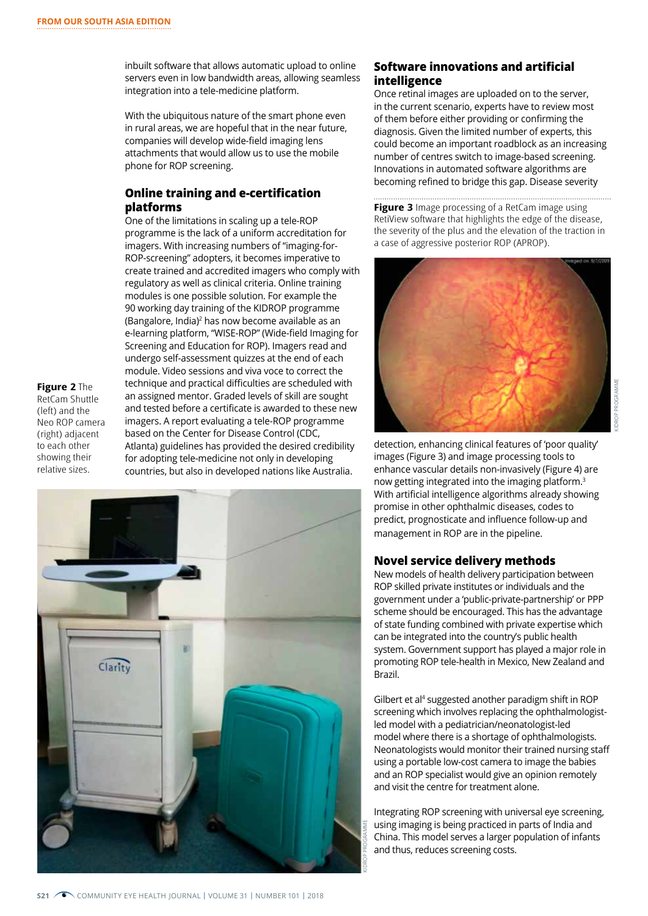inbuilt software that allows automatic upload to online servers even in low bandwidth areas, allowing seamless integration into a tele-medicine platform.

With the ubiquitous nature of the smart phone even in rural areas, we are hopeful that in the near future, companies will develop wide-field imaging lens attachments that would allow us to use the mobile phone for ROP screening.

## Online training and e-certification platforms

One of the limitations in scaling up a tele-ROP programme is the lack of a uniform accreditation for imagers. With increasing numbers of "imaging-for-ROP-screening" adopters, it becomes imperative to create trained and accredited imagers who comply with regulatory as well as clinical criteria. Online training modules is one possible solution. For example the 90 working day training of the KIDROP programme (Bangalore, India)[2] has now become available as an e-learning platform, "WISE-ROP" (Wide-field Imaging for Screening and Education for ROP). Imagers read and undergo self-assessment quizzes at the end of each module. Video sessions and viva voce to correct the technique and practical difficulties are scheduled with an assigned mentor. Graded levels of skill are sought and tested before a certificate is awarded to these new imagers. A report evaluating a tele-ROP programme based on the Center for Disease Control (CDC, Atlanta) guidelines has provided the desired credibility for adopting tele-medicine not only in developing countries, but also in developed nations like Australia.

**Figure 2** The RetCam Shuttle (left) and the Neo ROP camera (right) adjacent to each other showing their relative sizes.

## Software innovations and artificial intelligence

Once retinal images are uploaded on to the server, in the current scenario, experts have to review most of them before either providing or confirming the diagnosis. Given the limited number of experts, this could become an important roadblock as an increasing number of centres switch to image-based screening. Innovations in automated software algorithms are becoming refined to bridge this gap. Disease severity detection, enhancing clinical features of 'poor quality' images (Figure 3) and image processing tools to enhance vascular details non-invasively (Figure 4) are now getting integrated into the imaging platform.[3] With artificial intelligence algorithms already showing promise in other ophthalmic diseases, codes to predict, prognosticate and influence follow-up and management in ROP are in the pipeline.

**Figure 3** Image processing of a RetCam image using RetiView software that highlights the edge of the disease, the severity of the plus and the elevation of the traction in a case of aggressive posterior ROP (APROP).

## Novel service delivery methods

New models of health delivery participation between ROP skilled private institutes or individuals and the government under a 'public-private-partnership' or PPP scheme should be encouraged. This has the advantage of state funding combined with private expertise which can be integrated into the country's public health system. Government support has played a major role in promoting ROP tele-health in Mexico, New Zealand and Brazil.

Gilbert et al[4] suggested another paradigm shift in ROP screening which involves replacing the ophthalmologist-led model with a pediatrician/neonatologist-led model where there is a shortage of ophthalmologists. Neonatologists would monitor their trained nursing staff using a portable low-cost camera to image the babies and an ROP specialist would give an opinion remotely and visit the centre for treatment alone.

Integrating ROP screening with universal eye screening, using imaging is being practiced in parts of India and China. This model serves a larger population of infants and thus, reduces screening costs.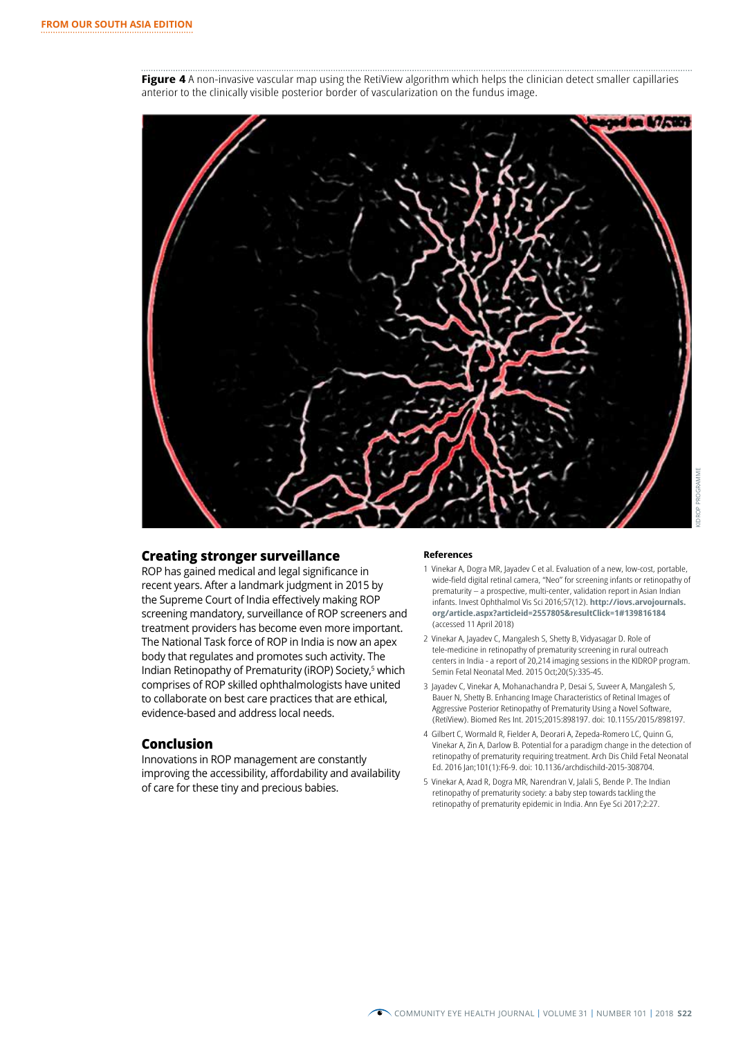**Figure 4** A non-invasive vascular map using the RetiView algorithm which helps the clinician detect smaller capillaries anterior to the clinically visible posterior border of vascularization on the fundus image.

KIDROP PROGRAMME

## Creating stronger surveillance

ROP has gained medical and legal significance in recent years. After a landmark judgment in 2015 by the Supreme Court of India effectively making ROP screening mandatory, surveillance of ROP screeners and treatment providers has become even more important. The National Task force of ROP in India is now an apex body that regulates and promotes such activity. The Indian Retinopathy of Prematurity (iROP) Society,[5] which comprises of ROP skilled ophthalmologists have united to collaborate on best care practices that are ethical, evidence-based and address local needs.

## Conclusion

Innovations in ROP management are constantly improving the accessibility, affordability and availability of care for these tiny and precious babies.

### References

1. Vinekar A, Dogra MR, Jayadev C et al. Evaluation of a new, low-cost, portable, wide-field digital retinal camera, "Neo" for screening infants or retinopathy of prematurity – a prospective, multi-center, validation report in Asian Indian infants. Invest Ophthalmol Vis Sci 2016;57(12). **http://iovs.arvojournals.org/article.aspx?articleid=2557805&resultClick=1#139816184** (accessed 11 April 2018)
2. Vinekar A, Jayadev C, Mangalesh S, Shetty B, Vidyasagar D. Role of tele-medicine in retinopathy of prematurity screening in rural outreach centers in India - a report of 20,214 imaging sessions in the KIDROP program. Semin Fetal Neonatal Med. 2015 Oct;20(5):335-45.
3. Jayadev C, Vinekar A, Mohanachandra P, Desai S, Suveer A, Mangalesh S, Bauer N, Shetty B. Enhancing Image Characteristics of Retinal Images of Aggressive Posterior Retinopathy of Prematurity Using a Novel Software, (RetiView). Biomed Res Int. 2015;2015:898197. doi: 10.1155/2015/898197.
4. Gilbert C, Wormald R, Fielder A, Deorari A, Zepeda-Romero LC, Quinn G, Vinekar A, Zin A, Darlow B. Potential for a paradigm change in the detection of retinopathy of prematurity requiring treatment. Arch Dis Child Fetal Neonatal Ed. 2016 Jan;101(1):F6-9. doi: 10.1136/archdischild-2015-308704.
5. Vinekar A, Azad R, Dogra MR, Narendran V, Jalali S, Bende P. The Indian retinopathy of prematurity society: a baby step towards tackling the retinopathy of prematurity epidemic in India. Ann Eye Sci 2017;2:27.